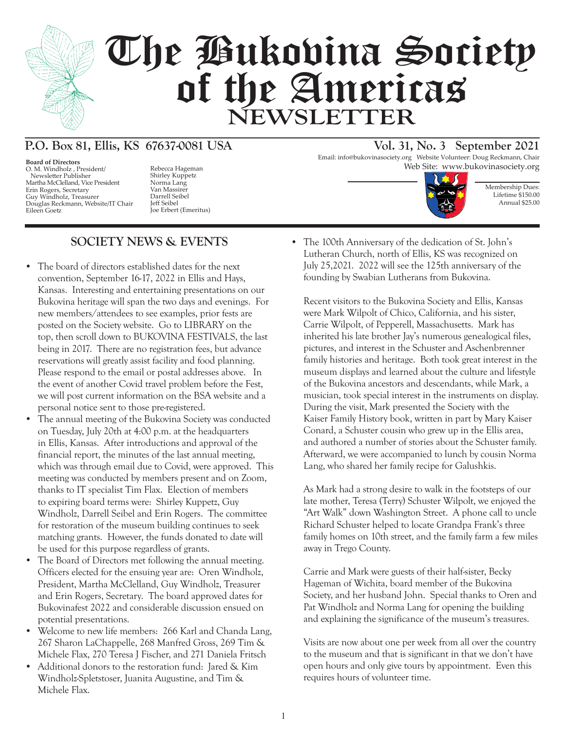# The Bukovina Society of the Americas NEWSLETTER

**P.O. Box 81, Ellis, KS 67637-0081 USA**

**Vol. 31, No. 3 September 2021**

Email: info@bukovinasociety.org Website Volunteer: Doug Reckmann, Chair
Web Site: www.bukovinasociety.org

**Board of Directors**
O. M. Windholz , President/
Newsletter Publisher
Martha McClelland, Vice President
Erin Rogers, Secretary
Guy Windholz, Treasurer
Douglas Reckmann, Website/IT Chair
Eileen Goetz
Rebecca Hageman
Shirley Kuppetz
Norma Lang
Van Massirer
Darrell Seibel
Jeff Seibel
Joe Erbert (Emeritus)

Membership Dues:
Lifetime $150.00
Annual $25.00

## SOCIETY NEWS & EVENTS

- The board of directors established dates for the next convention, September 16-17, 2022 in Ellis and Hays, Kansas. Interesting and entertaining presentations on our Bukovina heritage will span the two days and evenings. For new members/attendees to see examples, prior fests are posted on the Society website. Go to LIBRARY on the top, then scroll down to BUKOVINA FESTIVALS, the last being in 2017. There are no registration fees, but advance reservations will greatly assist facility and food planning. Please respond to the email or postal addresses above. In the event of another Covid travel problem before the Fest, we will post current information on the BSA website and a personal notice sent to those pre-registered.
- The annual meeting of the Bukovina Society was conducted on Tuesday, July 20th at 4:00 p.m. at the headquarters in Ellis, Kansas. After introductions and approval of the financial report, the minutes of the last annual meeting, which was through email due to Covid, were approved. This meeting was conducted by members present and on Zoom, thanks to IT specialist Tim Flax. Election of members to expiring board terms were: Shirley Kuppetz, Guy Windholz, Darrell Seibel and Erin Rogers. The committee for restoration of the museum building continues to seek matching grants. However, the funds donated to date will be used for this purpose regardless of grants.
- The Board of Directors met following the annual meeting. Officers elected for the ensuing year are: Oren Windholz, President, Martha McClelland, Guy Windholz, Treasurer and Erin Rogers, Secretary. The board approved dates for Bukovinafest 2022 and considerable discussion ensued on potential presentations.
- Welcome to new life members: 266 Karl and Chanda Lang, 267 Sharon LaChappelle, 268 Manfred Gross, 269 Tim & Michele Flax, 270 Teresa J Fischer, and 271 Daniela Fritsch
- Additional donors to the restoration fund: Jared & Kim Windholz-Spletstoser, Juanita Augustine, and Tim & Michele Flax.
- The 100th Anniversary of the dedication of St. John's Lutheran Church, north of Ellis, KS was recognized on July 25,2021. 2022 will see the 125th anniversary of the founding by Swabian Lutherans from Bukovina.

Recent visitors to the Bukovina Society and Ellis, Kansas were Mark Wilpolt of Chico, California, and his sister, Carrie Wilpolt, of Pepperell, Massachusetts. Mark has inherited his late brother Jay's numerous genealogical files, pictures, and interest in the Schuster and Aschenbrenner family histories and heritage. Both took great interest in the museum displays and learned about the culture and lifestyle of the Bukovina ancestors and descendants, while Mark, a musician, took special interest in the instruments on display. During the visit, Mark presented the Society with the Kaiser Family History book, written in part by Mary Kaiser Conard, a Schuster cousin who grew up in the Ellis area, and authored a number of stories about the Schuster family. Afterward, we were accompanied to lunch by cousin Norma Lang, who shared her family recipe for Galushkis.

As Mark had a strong desire to walk in the footsteps of our late mother, Teresa (Terry) Schuster Wilpolt, we enjoyed the "Art Walk" down Washington Street. A phone call to uncle Richard Schuster helped to locate Grandpa Frank's three family homes on 10th street, and the family farm a few miles away in Trego County.

Carrie and Mark were guests of their half-sister, Becky Hageman of Wichita, board member of the Bukovina Society, and her husband John. Special thanks to Oren and Pat Windholz and Norma Lang for opening the building and explaining the significance of the museum's treasures.

Visits are now about one per week from all over the country to the museum and that is significant in that we don't have open hours and only give tours by appointment. Even this requires hours of volunteer time.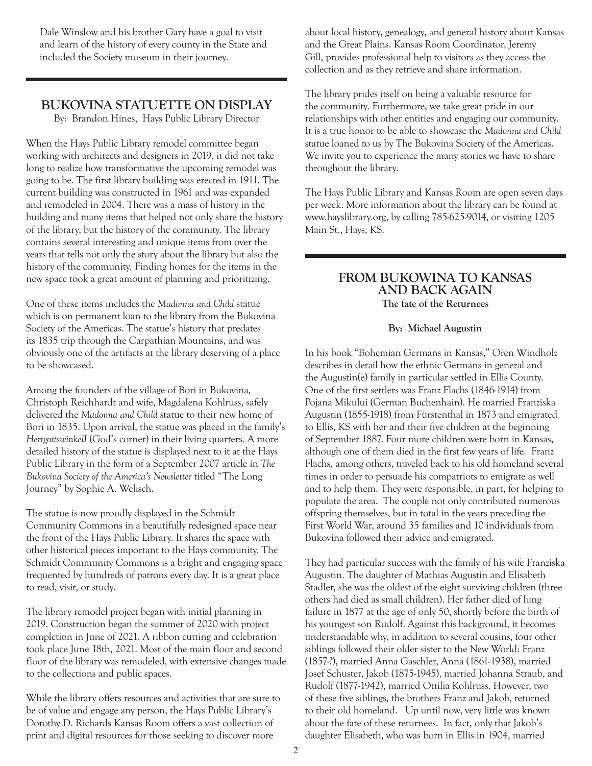Dale Winslow and his brother Gary have a goal to visit and learn of the history of every county in the State and included the Society museum in their journey.

## BUKOVINA STATUETTE ON DISPLAY

By: Brandon Hines, Hays Public Library Director

When the Hays Public Library remodel committee began working with architects and designers in 2019, it did not take long to realize how transformative the upcoming remodel was going to be. The first library building was erected in 1911. The current building was constructed in 1961 and was expanded and remodeled in 2004. There was a mass of history in the building and many items that helped not only share the history of the library, but the history of the community. The library contains several interesting and unique items from over the years that tells not only the story about the library but also the history of the community. Finding homes for the items in the new space took a great amount of planning and prioritizing.

One of these items includes the *Madonna and Child* statue which is on permanent loan to the library from the Bukovina Society of the Americas. The statue's history that predates its 1835 trip through the Carpathian Mountains, and was obviously one of the artifacts at the library deserving of a place to be showcased.

Among the founders of the village of Bori in Bukovina, Christoph Reichhardt and wife, Magdalena Kohlruss, safely delivered the *Madonna and Child* statue to their new home of Bori in 1835. Upon arrival, the statue was placed in the family's *Herrgottswinkell* (God's corner) in their living quarters. A more detailed history of the statue is displayed next to it at the Hays Public Library in the form of a September 2007 article in *The Bukovina Society of the America's Newsletter* titled "The Long Journey" by Sophie A. Welisch.

The statue is now proudly displayed in the Schmidt Community Commons in a beautifully redesigned space near the front of the Hays Public Library. It shares the space with other historical pieces important to the Hays community. The Schmidt Community Commons is a bright and engaging space frequented by hundreds of patrons every day. It is a great place to read, visit, or study.

The library remodel project began with initial planning in 2019. Construction began the summer of 2020 with project completion in June of 2021. A ribbon cutting and celebration took place June 18th, 2021. Most of the main floor and second floor of the library was remodeled, with extensive changes made to the collections and public spaces.

While the library offers resources and activities that are sure to be of value and engage any person, the Hays Public Library's Dorothy D. Richards Kansas Room offers a vast collection of print and digital resources for those seeking to discover more about local history, genealogy, and general history about Kansas and the Great Plains. Kansas Room Coordinator, Jeremy Gill, provides professional help to visitors as they access the collection and as they retrieve and share information.

The library prides itself on being a valuable resource for the community. Furthermore, we take great pride in our relationships with other entities and engaging our community. It is a true honor to be able to showcase the *Madonna and Child* statue loaned to us by The Bukovina Society of the Americas. We invite you to experience the many stories we have to share throughout the library.

The Hays Public Library and Kansas Room are open seven days per week. More information about the library can be found at www.hayslibrary.org, by calling 785-625-9014, or visiting 1205 Main St., Hays, KS.

## FROM BUKOWINA TO KANSAS AND BACK AGAIN

**The fate of the Returnees**

**By: Michael Augustin**

In his book "Bohemian Germans in Kansas," Oren Windholz describes in detail how the ethnic Germans in general and the Augustin(e) family in particular settled in Ellis County. One of the first settlers was Franz Flachs (1846-1914) from Pojana Mikului (German Buchenhain). He married Franziska Augustin (1855-1918) from Fürstenthal in 1873 and emigrated to Ellis, KS with her and their five children at the beginning of September 1887. Four more children were born in Kansas, although one of them died in the first few years of life. Franz Flachs, among others, traveled back to his old homeland several times in order to persuade his compatriots to emigrate as well and to help them. They were responsible, in part, for helping to populate the area. The couple not only contributed numerous offspring themselves, but in total in the years preceding the First World War, around 35 families and 10 individuals from Bukovina followed their advice and emigrated.

They had particular success with the family of his wife Franziska Augustin. The daughter of Mathias Augustin and Elisabeth Stadler, she was the oldest of the eight surviving children (three others had died as small children). Her father died of lung failure in 1877 at the age of only 50, shortly before the birth of his youngest son Rudolf. Against this background, it becomes understandable why, in addition to several cousins, four other siblings followed their older sister to the New World: Franz (1857-?), married Anna Gaschler, Anna (1861-1938), married Josef Schuster, Jakob (1875-1945), married Johanna Straub, and Rudolf (1877-1942), married Ottilia Kohlruss. However, two of these five siblings, the brothers Franz and Jakob, returned to their old homeland. Up until now, very little was known about the fate of these returnees. In fact, only that Jakob's daughter Elisabeth, who was born in Ellis in 1904, married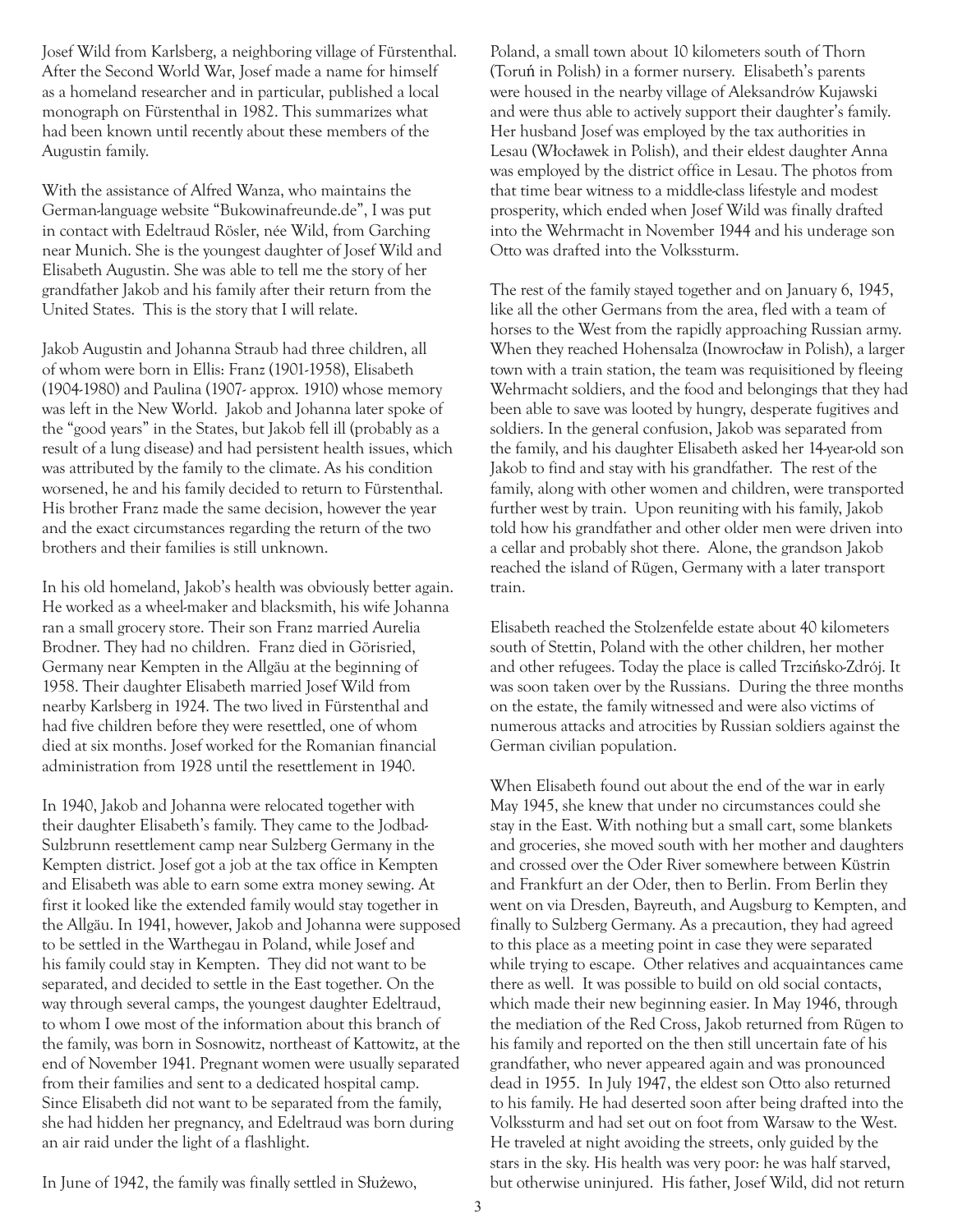Josef Wild from Karlsberg, a neighboring village of Fürstenthal. After the Second World War, Josef made a name for himself as a homeland researcher and in particular, published a local monograph on Fürstenthal in 1982. This summarizes what had been known until recently about these members of the Augustin family.

With the assistance of Alfred Wanza, who maintains the German-language website "Bukowinafreunde.de", I was put in contact with Edeltraud Rösler, née Wild, from Garching near Munich. She is the youngest daughter of Josef Wild and Elisabeth Augustin. She was able to tell me the story of her grandfather Jakob and his family after their return from the United States. This is the story that I will relate.

Jakob Augustin and Johanna Straub had three children, all of whom were born in Ellis: Franz (1901-1958), Elisabeth (1904-1980) and Paulina (1907- approx. 1910) whose memory was left in the New World. Jakob and Johanna later spoke of the "good years" in the States, but Jakob fell ill (probably as a result of a lung disease) and had persistent health issues, which was attributed by the family to the climate. As his condition worsened, he and his family decided to return to Fürstenthal. His brother Franz made the same decision, however the year and the exact circumstances regarding the return of the two brothers and their families is still unknown.

In his old homeland, Jakob's health was obviously better again. He worked as a wheel-maker and blacksmith, his wife Johanna ran a small grocery store. Their son Franz married Aurelia Brodner. They had no children. Franz died in Görisried, Germany near Kempten in the Allgäu at the beginning of 1958. Their daughter Elisabeth married Josef Wild from nearby Karlsberg in 1924. The two lived in Fürstenthal and had five children before they were resettled, one of whom died at six months. Josef worked for the Romanian financial administration from 1928 until the resettlement in 1940.

In 1940, Jakob and Johanna were relocated together with their daughter Elisabeth's family. They came to the Jodbad-Sulzbrunn resettlement camp near Sulzberg Germany in the Kempten district. Josef got a job at the tax office in Kempten and Elisabeth was able to earn some extra money sewing. At first it looked like the extended family would stay together in the Allgäu. In 1941, however, Jakob and Johanna were supposed to be settled in the Warthegau in Poland, while Josef and his family could stay in Kempten. They did not want to be separated, and decided to settle in the East together. On the way through several camps, the youngest daughter Edeltraud, to whom I owe most of the information about this branch of the family, was born in Sosnowitz, northeast of Kattowitz, at the end of November 1941. Pregnant women were usually separated from their families and sent to a dedicated hospital camp. Since Elisabeth did not want to be separated from the family, she had hidden her pregnancy, and Edeltraud was born during an air raid under the light of a flashlight.

In June of 1942, the family was finally settled in Służewo, Poland, a small town about 10 kilometers south of Thorn (Toruń in Polish) in a former nursery. Elisabeth's parents were housed in the nearby village of Aleksandrów Kujawski and were thus able to actively support their daughter's family. Her husband Josef was employed by the tax authorities in Lesau (Włocławek in Polish), and their eldest daughter Anna was employed by the district office in Lesau. The photos from that time bear witness to a middle-class lifestyle and modest prosperity, which ended when Josef Wild was finally drafted into the Wehrmacht in November 1944 and his underage son Otto was drafted into the Volkssturm.

The rest of the family stayed together and on January 6, 1945, like all the other Germans from the area, fled with a team of horses to the West from the rapidly approaching Russian army. When they reached Hohensalza (Inowrocław in Polish), a larger town with a train station, the team was requisitioned by fleeing Wehrmacht soldiers, and the food and belongings that they had been able to save was looted by hungry, desperate fugitives and soldiers. In the general confusion, Jakob was separated from the family, and his daughter Elisabeth asked her 14-year-old son Jakob to find and stay with his grandfather. The rest of the family, along with other women and children, were transported further west by train. Upon reuniting with his family, Jakob told how his grandfather and other older men were driven into a cellar and probably shot there. Alone, the grandson Jakob reached the island of Rügen, Germany with a later transport train.

Elisabeth reached the Stolzenfelde estate about 40 kilometers south of Stettin, Poland with the other children, her mother and other refugees. Today the place is called Trzcińsko-Zdrój. It was soon taken over by the Russians. During the three months on the estate, the family witnessed and were also victims of numerous attacks and atrocities by Russian soldiers against the German civilian population.

When Elisabeth found out about the end of the war in early May 1945, she knew that under no circumstances could she stay in the East. With nothing but a small cart, some blankets and groceries, she moved south with her mother and daughters and crossed over the Oder River somewhere between Küstrin and Frankfurt an der Oder, then to Berlin. From Berlin they went on via Dresden, Bayreuth, and Augsburg to Kempten, and finally to Sulzberg Germany. As a precaution, they had agreed to this place as a meeting point in case they were separated while trying to escape. Other relatives and acquaintances came there as well. It was possible to build on old social contacts, which made their new beginning easier. In May 1946, through the mediation of the Red Cross, Jakob returned from Rügen to his family and reported on the then still uncertain fate of his grandfather, who never appeared again and was pronounced dead in 1955. In July 1947, the eldest son Otto also returned to his family. He had deserted soon after being drafted into the Volkssturm and had set out on foot from Warsaw to the West. He traveled at night avoiding the streets, only guided by the stars in the sky. His health was very poor: he was half starved, but otherwise uninjured. His father, Josef Wild, did not return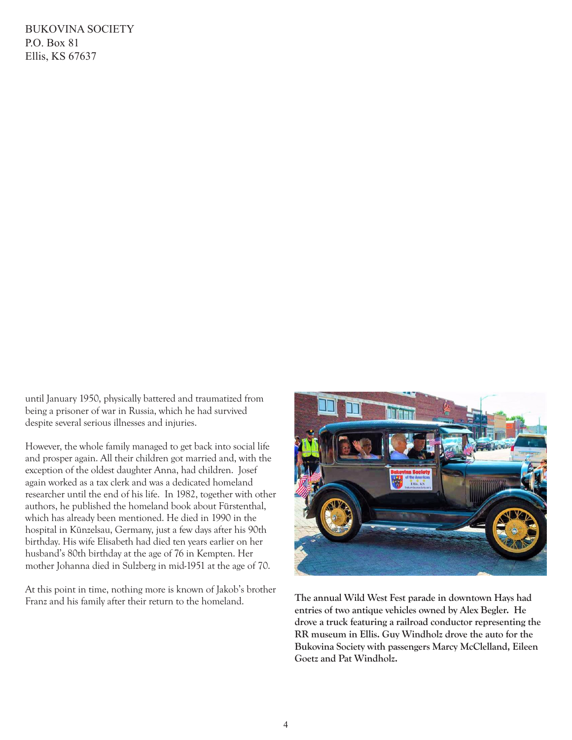BUKOVINA SOCIETY
P.O. Box 81
Ellis, KS 67637

until January 1950, physically battered and traumatized from being a prisoner of war in Russia, which he had survived despite several serious illnesses and injuries.

However, the whole family managed to get back into social life and prosper again. All their children got married and, with the exception of the oldest daughter Anna, had children. Josef again worked as a tax clerk and was a dedicated homeland researcher until the end of his life. In 1982, together with other authors, he published the homeland book about Fürstenthal, which has already been mentioned. He died in 1990 in the hospital in Künzelsau, Germany, just a few days after his 90th birthday. His wife Elisabeth had died ten years earlier on her husband's 80th birthday at the age of 76 in Kempten. Her mother Johanna died in Sulzberg in mid-1951 at the age of 70.

At this point in time, nothing more is known of Jakob's brother Franz and his family after their return to the homeland.

**The annual Wild West Fest parade in downtown Hays had entries of two antique vehicles owned by Alex Begler. He drove a truck featuring a railroad conductor representing the RR museum in Ellis. Guy Windholz drove the auto for the Bukovina Society with passengers Marcy McClelland, Eileen Goetz and Pat Windholz.**